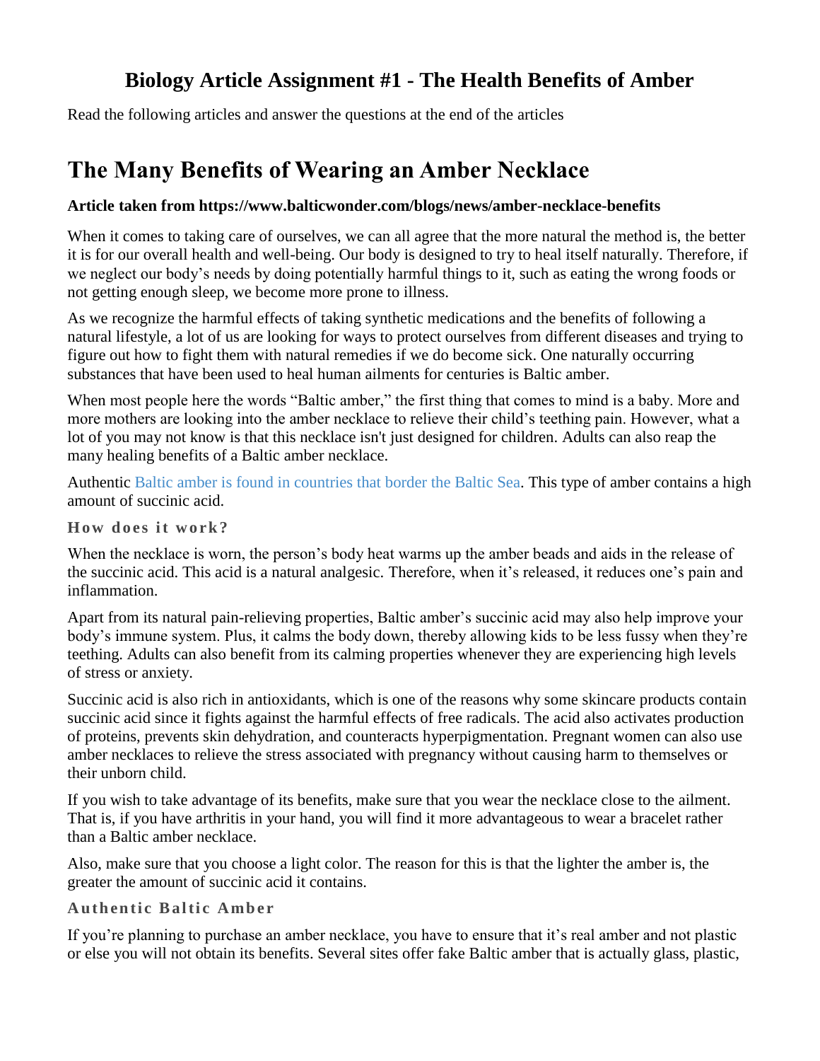# Biology Article Assignment #1 - The Health Benefits of Amber

Read the following articles and answer the questions at the end of the articles

# The Many Benefits of Wearing an Amber Necklace

**Article taken from https://www.balticwonder.com/blogs/news/amber-necklace-benefits**

When it comes to taking care of ourselves, we can all agree that the more natural the method is, the better it is for our overall health and well-being. Our body is designed to try to heal itself naturally. Therefore, if we neglect our body's needs by doing potentially harmful things to it, such as eating the wrong foods or not getting enough sleep, we become more prone to illness.

As we recognize the harmful effects of taking synthetic medications and the benefits of following a natural lifestyle, a lot of us are looking for ways to protect ourselves from different diseases and trying to figure out how to fight them with natural remedies if we do become sick. One naturally occurring substances that have been used to heal human ailments for centuries is Baltic amber.

When most people here the words "Baltic amber," the first thing that comes to mind is a baby. More and more mothers are looking into the amber necklace to relieve their child's teething pain. However, what a lot of you may not know is that this necklace isn't just designed for children. Adults can also reap the many healing benefits of a Baltic amber necklace.

Authentic Baltic amber is found in countries that border the Baltic Sea. This type of amber contains a high amount of succinic acid.

### How does it work?

When the necklace is worn, the person's body heat warms up the amber beads and aids in the release of the succinic acid. This acid is a natural analgesic. Therefore, when it's released, it reduces one's pain and inflammation.

Apart from its natural pain-relieving properties, Baltic amber's succinic acid may also help improve your body's immune system. Plus, it calms the body down, thereby allowing kids to be less fussy when they're teething. Adults can also benefit from its calming properties whenever they are experiencing high levels of stress or anxiety.

Succinic acid is also rich in antioxidants, which is one of the reasons why some skincare products contain succinic acid since it fights against the harmful effects of free radicals. The acid also activates production of proteins, prevents skin dehydration, and counteracts hyperpigmentation. Pregnant women can also use amber necklaces to relieve the stress associated with pregnancy without causing harm to themselves or their unborn child.

If you wish to take advantage of its benefits, make sure that you wear the necklace close to the ailment. That is, if you have arthritis in your hand, you will find it more advantageous to wear a bracelet rather than a Baltic amber necklace.

Also, make sure that you choose a light color. The reason for this is that the lighter the amber is, the greater the amount of succinic acid it contains.

### Authentic Baltic Amber

If you're planning to purchase an amber necklace, you have to ensure that it's real amber and not plastic or else you will not obtain its benefits. Several sites offer fake Baltic amber that is actually glass, plastic,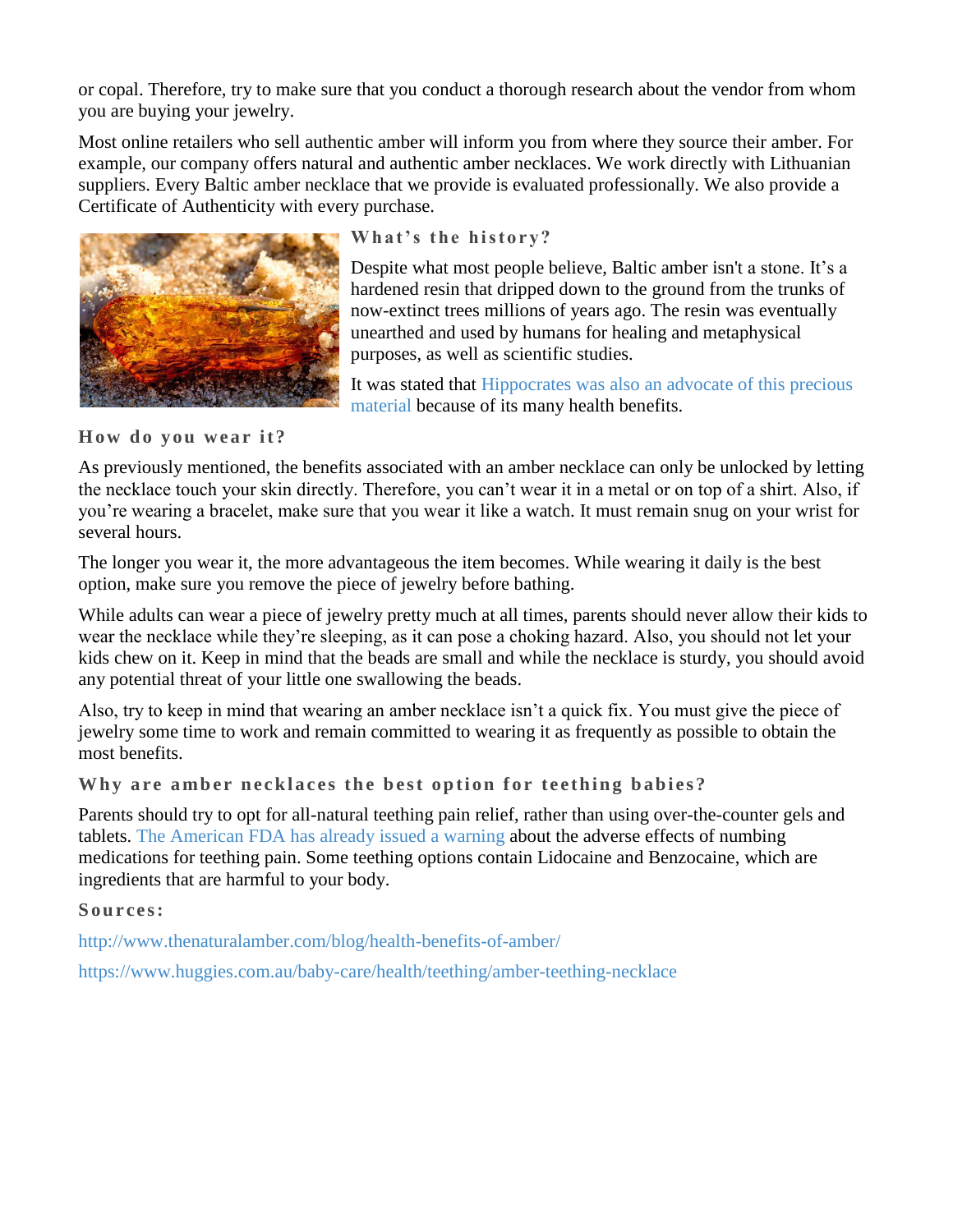or copal. Therefore, try to make sure that you conduct a thorough research about the vendor from whom you are buying your jewelry.

Most online retailers who sell authentic amber will inform you from where they source their amber. For example, our company offers natural and authentic amber necklaces. We work directly with Lithuanian suppliers. Every Baltic amber necklace that we provide is evaluated professionally. We also provide a Certificate of Authenticity with every purchase.

### What's the history?

Despite what most people believe, Baltic amber isn't a stone. It's a hardened resin that dripped down to the ground from the trunks of now-extinct trees millions of years ago. The resin was eventually unearthed and used by humans for healing and metaphysical purposes, as well as scientific studies.

It was stated that Hippocrates was also an advocate of this precious material because of its many health benefits.

### How do you wear it?

As previously mentioned, the benefits associated with an amber necklace can only be unlocked by letting the necklace touch your skin directly. Therefore, you can't wear it in a metal or on top of a shirt. Also, if you're wearing a bracelet, make sure that you wear it like a watch. It must remain snug on your wrist for several hours.

The longer you wear it, the more advantageous the item becomes. While wearing it daily is the best option, make sure you remove the piece of jewelry before bathing.

While adults can wear a piece of jewelry pretty much at all times, parents should never allow their kids to wear the necklace while they're sleeping, as it can pose a choking hazard. Also, you should not let your kids chew on it. Keep in mind that the beads are small and while the necklace is sturdy, you should avoid any potential threat of your little one swallowing the beads.

Also, try to keep in mind that wearing an amber necklace isn't a quick fix. You must give the piece of jewelry some time to work and remain committed to wearing it as frequently as possible to obtain the most benefits.

### Why are amber necklaces the best option for teething babies?

Parents should try to opt for all-natural teething pain relief, rather than using over-the-counter gels and tablets. The American FDA has already issued a warning about the adverse effects of numbing medications for teething pain. Some teething options contain Lidocaine and Benzocaine, which are ingredients that are harmful to your body.

### Sources:

http://www.thenaturalamber.com/blog/health-benefits-of-amber/

https://www.huggies.com.au/baby-care/health/teething/amber-teething-necklace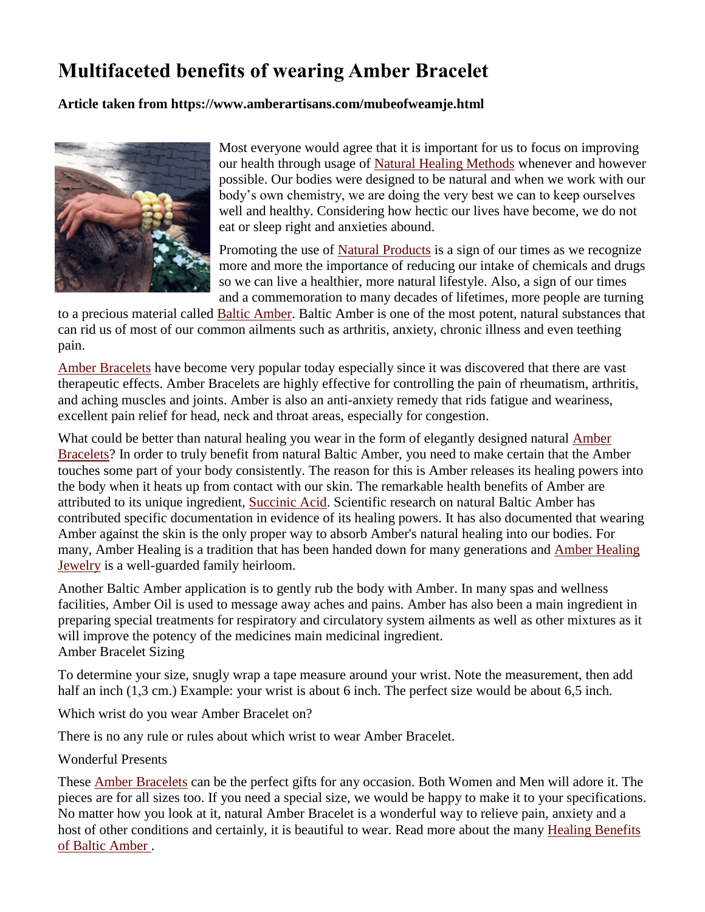# Multifaceted benefits of wearing Amber Bracelet

**Article taken from https://www.amberartisans.com/mubeofweamje.html**

Most everyone would agree that it is important for us to focus on improving our health through usage of Natural Healing Methods whenever and however possible. Our bodies were designed to be natural and when we work with our body's own chemistry, we are doing the very best we can to keep ourselves well and healthy. Considering how hectic our lives have become, we do not eat or sleep right and anxieties abound.

Promoting the use of Natural Products is a sign of our times as we recognize more and more the importance of reducing our intake of chemicals and drugs so we can live a healthier, more natural lifestyle. Also, a sign of our times and a commemoration to many decades of lifetimes, more people are turning to a precious material called Baltic Amber. Baltic Amber is one of the most potent, natural substances that can rid us of most of our common ailments such as arthritis, anxiety, chronic illness and even teething pain.

Amber Bracelets have become very popular today especially since it was discovered that there are vast therapeutic effects. Amber Bracelets are highly effective for controlling the pain of rheumatism, arthritis, and aching muscles and joints. Amber is also an anti-anxiety remedy that rids fatigue and weariness, excellent pain relief for head, neck and throat areas, especially for congestion.

What could be better than natural healing you wear in the form of elegantly designed natural Amber Bracelets? In order to truly benefit from natural Baltic Amber, you need to make certain that the Amber touches some part of your body consistently. The reason for this is Amber releases its healing powers into the body when it heats up from contact with our skin. The remarkable health benefits of Amber are attributed to its unique ingredient, Succinic Acid. Scientific research on natural Baltic Amber has contributed specific documentation in evidence of its healing powers. It has also documented that wearing Amber against the skin is the only proper way to absorb Amber's natural healing into our bodies. For many, Amber Healing is a tradition that has been handed down for many generations and Amber Healing Jewelry is a well-guarded family heirloom.

Another Baltic Amber application is to gently rub the body with Amber. In many spas and wellness facilities, Amber Oil is used to message away aches and pains. Amber has also been a main ingredient in preparing special treatments for respiratory and circulatory system ailments as well as other mixtures as it will improve the potency of the medicines main medicinal ingredient.
Amber Bracelet Sizing

To determine your size, snugly wrap a tape measure around your wrist. Note the measurement, then add half an inch (1,3 cm.) Example: your wrist is about 6 inch. The perfect size would be about 6,5 inch.

Which wrist do you wear Amber Bracelet on?

There is no any rule or rules about which wrist to wear Amber Bracelet.

Wonderful Presents

These Amber Bracelets can be the perfect gifts for any occasion. Both Women and Men will adore it. The pieces are for all sizes too. If you need a special size, we would be happy to make it to your specifications. No matter how you look at it, natural Amber Bracelet is a wonderful way to relieve pain, anxiety and a host of other conditions and certainly, it is beautiful to wear. Read more about the many Healing Benefits of Baltic Amber .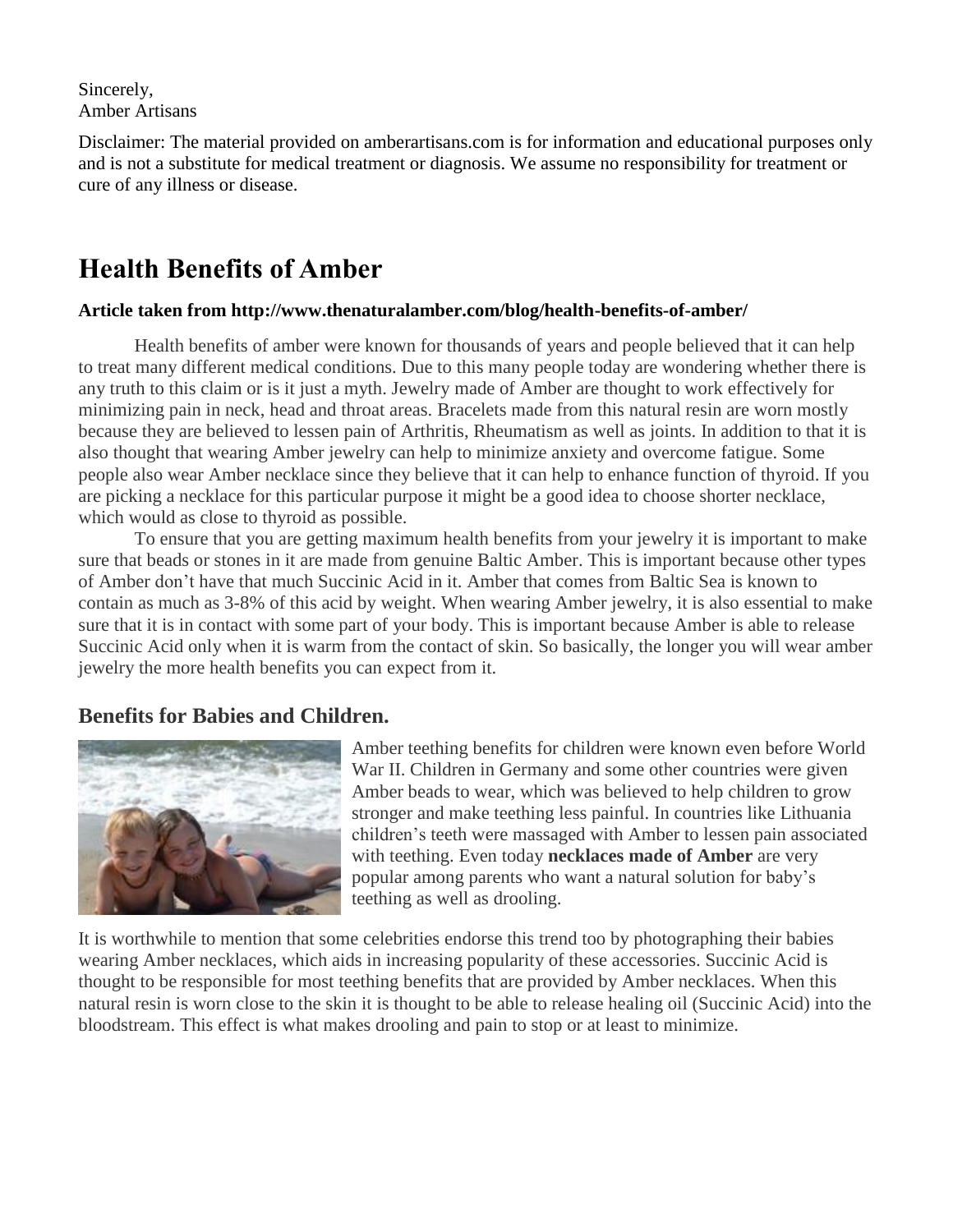Sincerely,
Amber Artisans

Disclaimer: The material provided on amberartisans.com is for information and educational purposes only and is not a substitute for medical treatment or diagnosis. We assume no responsibility for treatment or cure of any illness or disease.

# Health Benefits of Amber

**Article taken from http://www.thenaturalamber.com/blog/health-benefits-of-amber/**

Health benefits of amber were known for thousands of years and people believed that it can help to treat many different medical conditions. Due to this many people today are wondering whether there is any truth to this claim or is it just a myth. Jewelry made of Amber are thought to work effectively for minimizing pain in neck, head and throat areas. Bracelets made from this natural resin are worn mostly because they are believed to lessen pain of Arthritis, Rheumatism as well as joints. In addition to that it is also thought that wearing Amber jewelry can help to minimize anxiety and overcome fatigue. Some people also wear Amber necklace since they believe that it can help to enhance function of thyroid. If you are picking a necklace for this particular purpose it might be a good idea to choose shorter necklace, which would as close to thyroid as possible.

To ensure that you are getting maximum health benefits from your jewelry it is important to make sure that beads or stones in it are made from genuine Baltic Amber. This is important because other types of Amber don't have that much Succinic Acid in it. Amber that comes from Baltic Sea is known to contain as much as 3-8% of this acid by weight. When wearing Amber jewelry, it is also essential to make sure that it is in contact with some part of your body. This is important because Amber is able to release Succinic Acid only when it is warm from the contact of skin. So basically, the longer you will wear amber jewelry the more health benefits you can expect from it.

## Benefits for Babies and Children.

Amber teething benefits for children were known even before World War II. Children in Germany and some other countries were given Amber beads to wear, which was believed to help children to grow stronger and make teething less painful. In countries like Lithuania children's teeth were massaged with Amber to lessen pain associated with teething. Even today **necklaces made of Amber** are very popular among parents who want a natural solution for baby's teething as well as drooling.

It is worthwhile to mention that some celebrities endorse this trend too by photographing their babies wearing Amber necklaces, which aids in increasing popularity of these accessories. Succinic Acid is thought to be responsible for most teething benefits that are provided by Amber necklaces. When this natural resin is worn close to the skin it is thought to be able to release healing oil (Succinic Acid) into the bloodstream. This effect is what makes drooling and pain to stop or at least to minimize.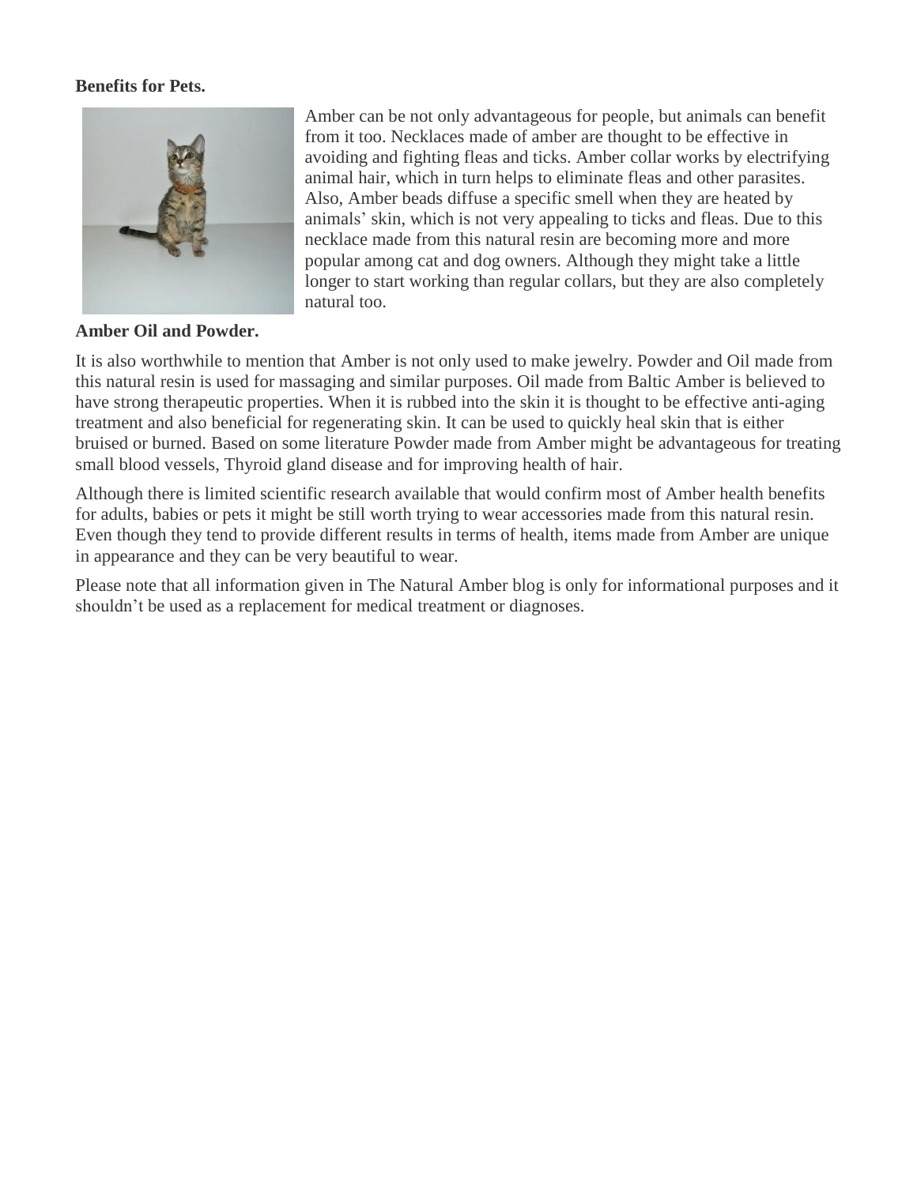**Benefits for Pets.**

Amber can be not only advantageous for people, but animals can benefit from it too. Necklaces made of amber are thought to be effective in avoiding and fighting fleas and ticks. Amber collar works by electrifying animal hair, which in turn helps to eliminate fleas and other parasites. Also, Amber beads diffuse a specific smell when they are heated by animals' skin, which is not very appealing to ticks and fleas. Due to this necklace made from this natural resin are becoming more and more popular among cat and dog owners. Although they might take a little longer to start working than regular collars, but they are also completely natural too.

**Amber Oil and Powder.**

It is also worthwhile to mention that Amber is not only used to make jewelry. Powder and Oil made from this natural resin is used for massaging and similar purposes. Oil made from Baltic Amber is believed to have strong therapeutic properties. When it is rubbed into the skin it is thought to be effective anti-aging treatment and also beneficial for regenerating skin. It can be used to quickly heal skin that is either bruised or burned. Based on some literature Powder made from Amber might be advantageous for treating small blood vessels, Thyroid gland disease and for improving health of hair.

Although there is limited scientific research available that would confirm most of Amber health benefits for adults, babies or pets it might be still worth trying to wear accessories made from this natural resin. Even though they tend to provide different results in terms of health, items made from Amber are unique in appearance and they can be very beautiful to wear.

Please note that all information given in The Natural Amber blog is only for informational purposes and it shouldn't be used as a replacement for medical treatment or diagnoses.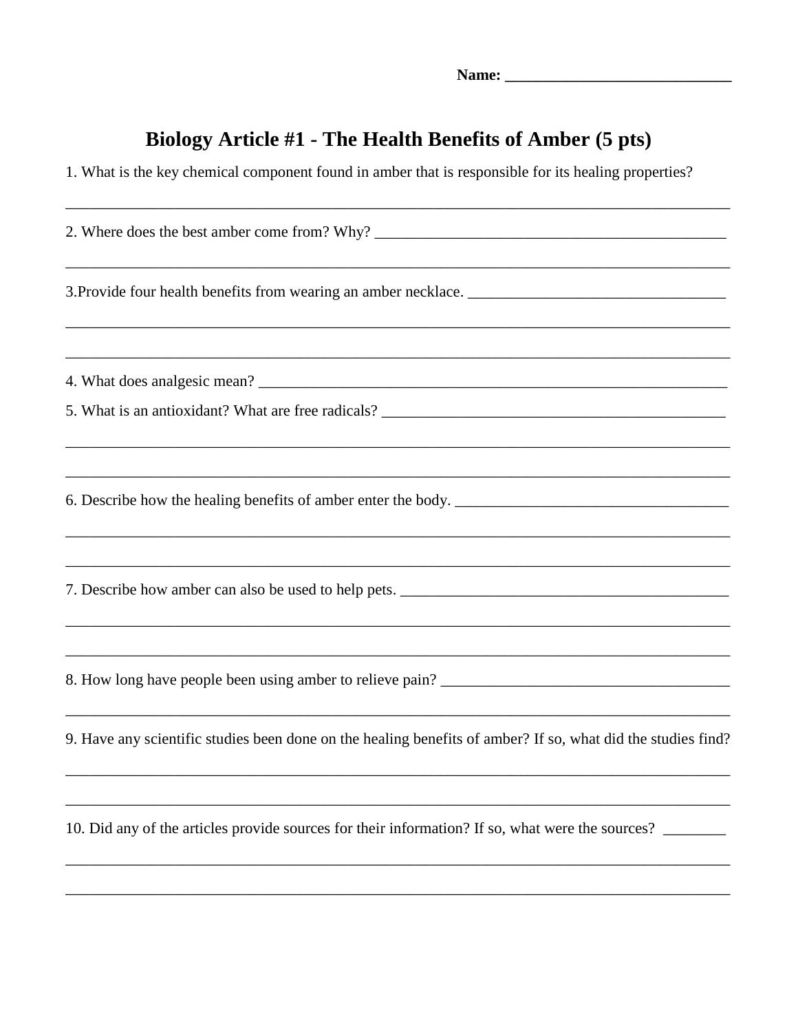Name: ______________________________

# Biology Article #1 - The Health Benefits of Amber (5 pts)

1. What is the key chemical component found in amber that is responsible for its healing properties?

_____________________________________________________________________________________

2. Where does the best amber come from? Why? ______________________________________________

_____________________________________________________________________________________

3.Provide four health benefits from wearing an amber necklace. __________________________________

_____________________________________________________________________________________

_____________________________________________________________________________________

4. What does analgesic mean? _________________________________________________________________

5. What is an antioxidant? What are free radicals? ______________________________________________

_____________________________________________________________________________________

_____________________________________________________________________________________

6. Describe how the healing benefits of amber enter the body. ____________________________________

_____________________________________________________________________________________

_____________________________________________________________________________________

7. Describe how amber can also be used to help pets. ___________________________________________

_____________________________________________________________________________________

_____________________________________________________________________________________

8. How long have people been using amber to relieve pain? _______________________________________

_____________________________________________________________________________________

9. Have any scientific studies been done on the healing benefits of amber? If so, what did the studies find?

_____________________________________________________________________________________

_____________________________________________________________________________________

10. Did any of the articles provide sources for their information? If so, what were the sources? ________

_____________________________________________________________________________________

_____________________________________________________________________________________